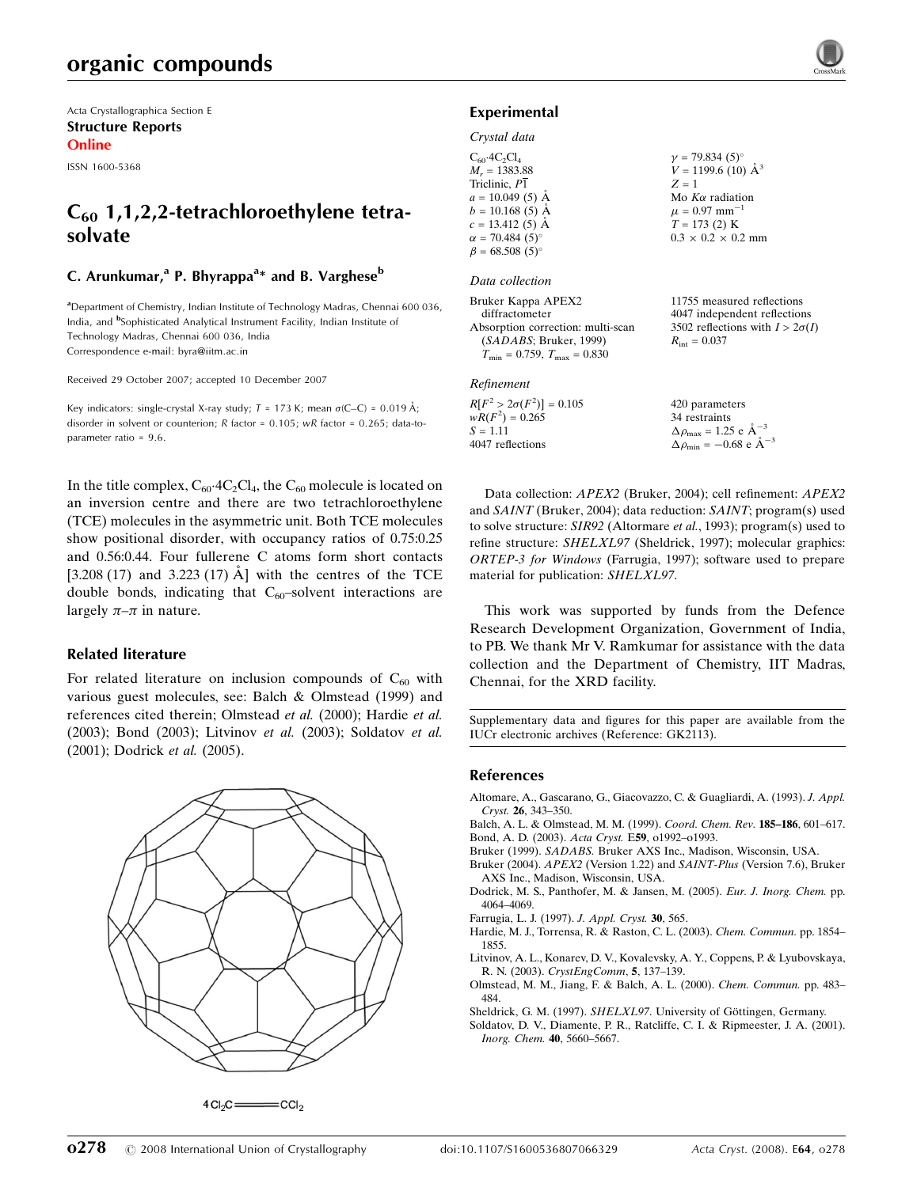Acta Crystallographica Section E
**Structure Reports**
**Online**

ISSN 1600-5368

# $C_{60}$ 1,1,2,2-tetrachloroethylene tetrasolvate

**C. Arunkumar,[a] P. Bhyrappa[a]* and B. Varghese[b]**

[a]Department of Chemistry, Indian Institute of Technology Madras, Chennai 600 036, India, and [b]Sophisticated Analytical Instrument Facility, Indian Institute of Technology Madras, Chennai 600 036, India
Correspondence e-mail: byra@iitm.ac.in

Received 29 October 2007; accepted 10 December 2007

Key indicators: single-crystal X-ray study; $T$ = 173 K; mean $\sigma$(C–C) = 0.019 Å; disorder in solvent or counterion; $R$ factor = 0.105; $wR$ factor = 0.265; data-to-parameter ratio = 9.6.

In the title complex, $C_{60}\cdot 4C_2Cl_4$, the $C_{60}$ molecule is located on an inversion centre and there are two tetrachloroethylene (TCE) molecules in the asymmetric unit. Both TCE molecules show positional disorder, with occupancy ratios of 0.75:0.25 and 0.56:0.44. Four fullerene C atoms form short contacts [3.208 (17) and 3.223 (17) Å] with the centres of the TCE double bonds, indicating that $C_{60}$–solvent interactions are largely $\pi$–$\pi$ in nature.

## Related literature

For related literature on inclusion compounds of $C_{60}$ with various guest molecules, see: Balch & Olmstead (1999) and references cited therein; Olmstead *et al.* (2000); Hardie *et al.* (2003); Bond (2003); Litvinov *et al.* (2003); Soldatov *et al.* (2001); Dodrick *et al.* (2005).

$4\,Cl_2C{=}CCl_2$

## Experimental

### Crystal data

$C_{60}\cdot 4C_2Cl_4$
$M_r$ = 1383.88
Triclinic, $P\overline{1}$
$a$ = 10.049 (5) Å
$b$ = 10.168 (5) Å
$c$ = 13.412 (5) Å
$\alpha$ = 70.484 (5)°
$\beta$ = 68.508 (5)°
$\gamma$ = 79.834 (5)°
$V$ = 1199.6 (10) Å$^3$
$Z$ = 1
Mo $K\alpha$ radiation
$\mu$ = 0.97 mm$^{-1}$
$T$ = 173 (2) K
0.3 × 0.2 × 0.2 mm

### Data collection

Bruker Kappa APEX2 diffractometer
Absorption correction: multi-scan (*SADABS*; Bruker, 1999)
$T_{min}$ = 0.759, $T_{max}$ = 0.830
11755 measured reflections
4047 independent reflections
3502 reflections with $I > 2\sigma(I)$
$R_{int}$ = 0.037

### Refinement

$R[F^2 > 2\sigma(F^2)]$ = 0.105
$wR(F^2)$ = 0.265
$S$ = 1.11
4047 reflections
420 parameters
34 restraints
$\Delta\rho_{max}$ = 1.25 e Å$^{-3}$
$\Delta\rho_{min}$ = −0.68 e Å$^{-3}$

Data collection: *APEX2* (Bruker, 2004); cell refinement: *APEX2* and *SAINT* (Bruker, 2004); data reduction: *SAINT*; program(s) used to solve structure: *SIR92* (Altormare *et al.*, 1993); program(s) used to refine structure: *SHELXL97* (Sheldrick, 1997); molecular graphics: *ORTEP-3 for Windows* (Farrugia, 1997); software used to prepare material for publication: *SHELXL97*.

This work was supported by funds from the Defence Research Development Organization, Government of India, to PB. We thank Mr V. Ramkumar for assistance with the data collection and the Department of Chemistry, IIT Madras, Chennai, for the XRD facility.

Supplementary data and figures for this paper are available from the IUCr electronic archives (Reference: GK2113).

## References

Altomare, A., Gascarano, G., Giacovazzo, C. & Guagliardi, A. (1993). *J. Appl. Cryst.* **26**, 343–350.
Balch, A. L. & Olmstead, M. M. (1999). *Coord. Chem. Rev.* **185–186**, 601–617.
Bond, A. D. (2003). *Acta Cryst.* E**59**, o1992–o1993.
Bruker (1999). *SADABS*. Bruker AXS Inc., Madison, Wisconsin, USA.
Bruker (2004). *APEX2* (Version 1.22) and *SAINT-Plus* (Version 7.6), Bruker AXS Inc., Madison, Wisconsin, USA.
Dodrick, M. S., Panthofer, M. & Jansen, M. (2005). *Eur. J. Inorg. Chem.* pp. 4064–4069.
Farrugia, L. J. (1997). *J. Appl. Cryst.* **30**, 565.
Hardie, M. J., Torrensa, R. & Raston, C. L. (2003). *Chem. Commun.* pp. 1854–1855.
Litvinov, A. L., Konarev, D. V., Kovalevsky, A. Y., Coppens, P. & Lyubovskaya, R. N. (2003). *CrystEngComm*, **5**, 137–139.
Olmstead, M. M., Jiang, F. & Balch, A. L. (2000). *Chem. Commun.* pp. 483–484.
Sheldrick, G. M. (1997). *SHELXL97*. University of Göttingen, Germany.
Soldatov, D. V., Diamente, P. R., Ratcliffe, C. I. & Ripmeester, J. A. (2001). *Inorg. Chem.* **40**, 5660–5667.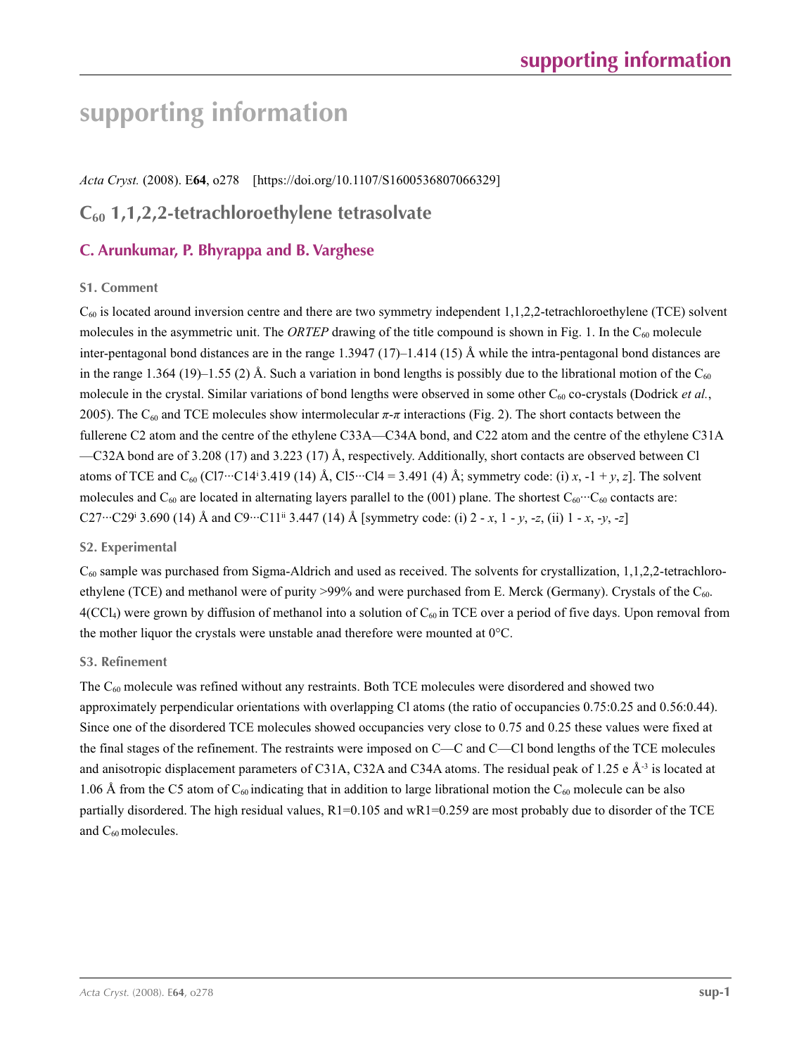# supporting information

*Acta Cryst.* (2008). E**64**, o278 [https://doi.org/10.1107/S1600536807066329]

## $C_{60}$ 1,1,2,2-tetrachloroethylene tetrasolvate

### C. Arunkumar, P. Bhyrappa and B. Varghese

#### S1. Comment

$C_{60}$ is located around inversion centre and there are two symmetry independent 1,1,2,2-tetrachloroethylene (TCE) solvent molecules in the asymmetric unit. The *ORTEP* drawing of the title compound is shown in Fig. 1. In the $C_{60}$ molecule inter-pentagonal bond distances are in the range 1.3947 (17)–1.414 (15) Å while the intra-pentagonal bond distances are in the range 1.364 (19)–1.55 (2) Å. Such a variation in bond lengths is possibly due to the librational motion of the $C_{60}$ molecule in the crystal. Similar variations of bond lengths were observed in some other $C_{60}$ co-crystals (Dodrick *et al.*, 2005). The $C_{60}$ and TCE molecules show intermolecular $\pi$-$\pi$ interactions (Fig. 2). The short contacts between the fullerene C2 atom and the centre of the ethylene C33A—C34A bond, and C22 atom and the centre of the ethylene C31A—C32A bond are of 3.208 (17) and 3.223 (17) Å, respectively. Additionally, short contacts are observed between Cl atoms of TCE and $C_{60}$ (Cl7···C14$^{i}$ 3.419 (14) Å, Cl5···Cl4 = 3.491 (4) Å; symmetry code: (i) *x*, -1 + *y*, *z*]. The solvent molecules and $C_{60}$ are located in alternating layers parallel to the (001) plane. The shortest $C_{60}$···$C_{60}$ contacts are: C27···C29$^{i}$ 3.690 (14) Å and C9···C11$^{ii}$ 3.447 (14) Å [symmetry code: (i) 2 - *x*, 1 - *y*, -*z*, (ii) 1 - *x*, -*y*, -*z*]

#### S2. Experimental

$C_{60}$ sample was purchased from Sigma-Aldrich and used as received. The solvents for crystallization, 1,1,2,2-tetrachloroethylene (TCE) and methanol were of purity >99% and were purchased from E. Merck (Germany). Crystals of the $C_{60}$. 4($CCl_4$) were grown by diffusion of methanol into a solution of $C_{60}$ in TCE over a period of five days. Upon removal from the mother liquor the crystals were unstable anad therefore were mounted at 0°C.

#### S3. Refinement

The $C_{60}$ molecule was refined without any restraints. Both TCE molecules were disordered and showed two approximately perpendicular orientations with overlapping Cl atoms (the ratio of occupancies 0.75:0.25 and 0.56:0.44). Since one of the disordered TCE molecules showed occupancies very close to 0.75 and 0.25 these values were fixed at the final stages of the refinement. The restraints were imposed on C—C and C—Cl bond lengths of the TCE molecules and anisotropic displacement parameters of C31A, C32A and C34A atoms. The residual peak of 1.25 e Å$^{-3}$ is located at 1.06 Å from the C5 atom of $C_{60}$ indicating that in addition to large librational motion the $C_{60}$ molecule can be also partially disordered. The high residual values, R1=0.105 and wR1=0.259 are most probably due to disorder of the TCE and $C_{60}$ molecules.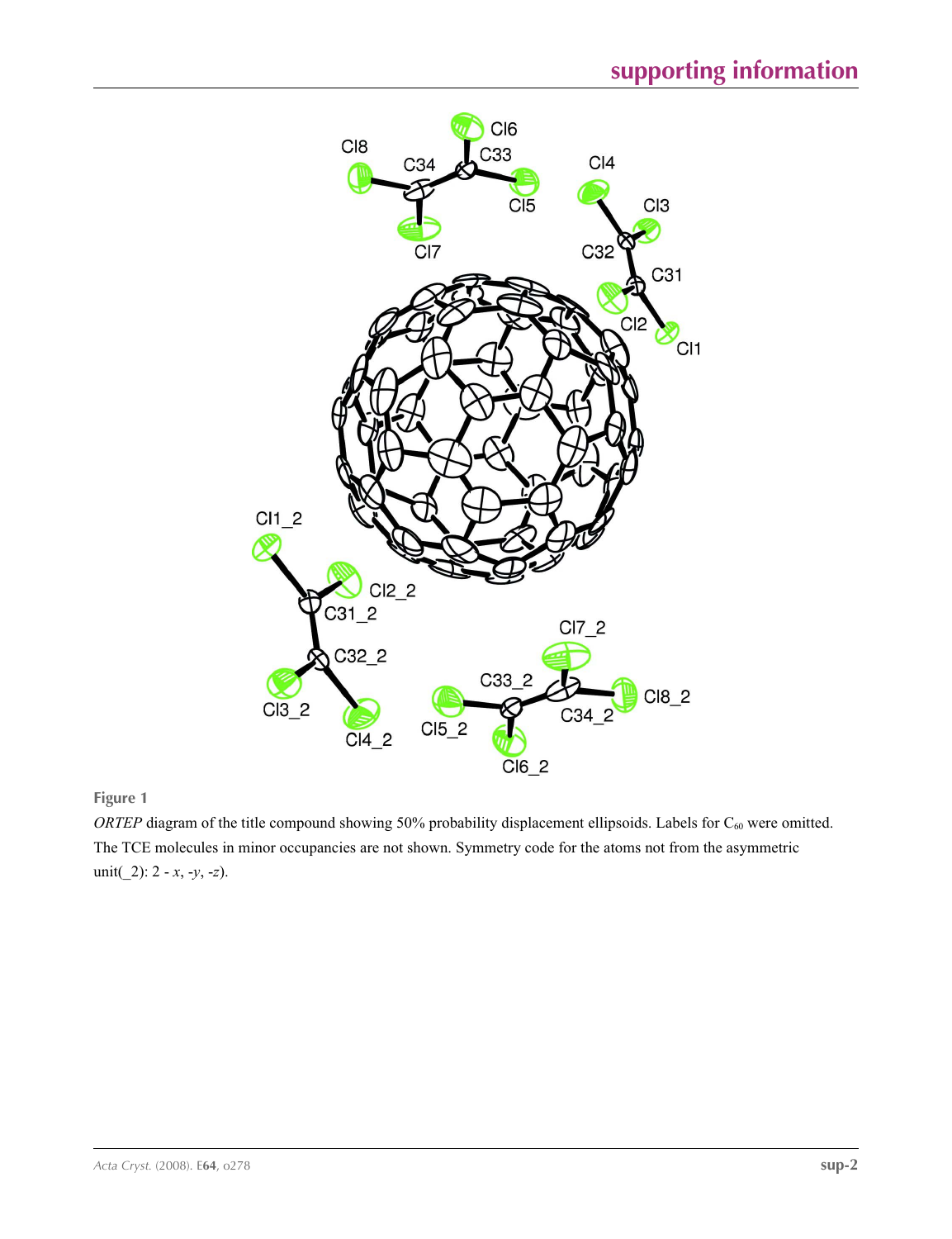**Figure 1**

*ORTEP* diagram of the title compound showing 50% probability displacement ellipsoids. Labels for $C_{60}$ were omitted. The TCE molecules in minor occupancies are not shown. Symmetry code for the atoms not from the asymmetric unit(_2): 2 - *x*, -*y*, -*z*).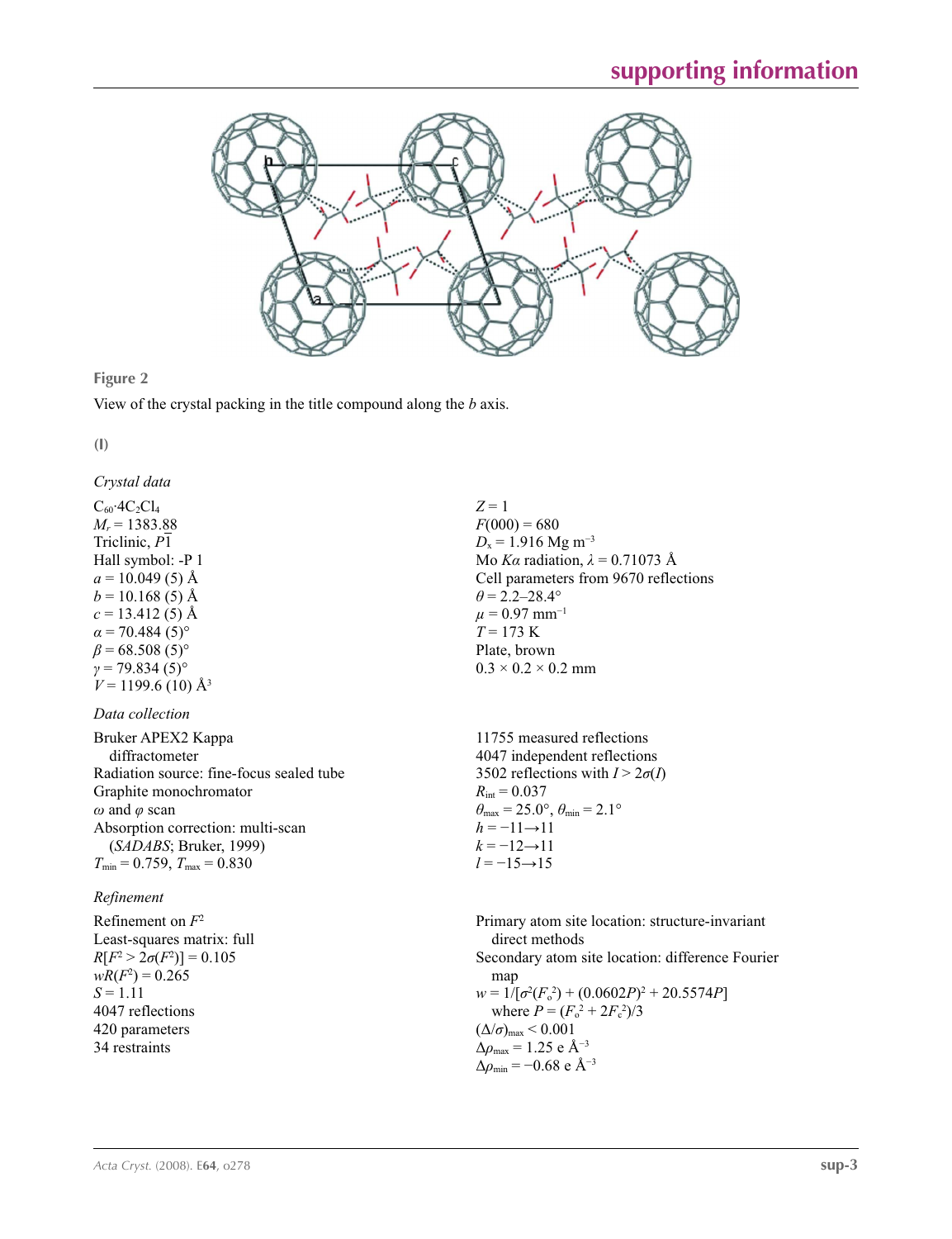**Figure 2**

View of the crystal packing in the title compound along the *b* axis.

**(I)**

### *Crystal data*

$C_{60}{\cdot}4C_2Cl_4$
$M_r = 1383.88$
Triclinic, $P\overline{1}$
Hall symbol: -P 1
$a = 10.049$ (5) Å
$b = 10.168$ (5) Å
$c = 13.412$ (5) Å
$\alpha = 70.484$ (5)°
$\beta = 68.508$ (5)°
$\gamma = 79.834$ (5)°
$V = 1199.6$ (10) Å$^3$

$Z = 1$
$F(000) = 680$
$D_x = 1.916$ Mg m$^{-3}$
Mo $K\alpha$ radiation, $\lambda = 0.71073$ Å
Cell parameters from 9670 reflections
$\theta = 2.2$–$28.4$°
$\mu = 0.97$ mm$^{-1}$
$T = 173$ K
Plate, brown
0.3 × 0.2 × 0.2 mm

### *Data collection*

Bruker APEX2 Kappa diffractometer
Radiation source: fine-focus sealed tube
Graphite monochromator
$\omega$ and $\varphi$ scan
Absorption correction: multi-scan (*SADABS*; Bruker, 1999)
$T_{min} = 0.759$, $T_{max} = 0.830$

11755 measured reflections
4047 independent reflections
3502 reflections with $I > 2\sigma(I)$
$R_{int} = 0.037$
$\theta_{max} = 25.0$°, $\theta_{min} = 2.1$°
$h = -11 \rightarrow 11$
$k = -12 \rightarrow 11$
$l = -15 \rightarrow 15$

### *Refinement*

Refinement on $F^2$
Least-squares matrix: full
$R[F^2 > 2\sigma(F^2)] = 0.105$
$wR(F^2) = 0.265$
$S = 1.11$
4047 reflections
420 parameters
34 restraints

Primary atom site location: structure-invariant direct methods
Secondary atom site location: difference Fourier map
$w = 1/[\sigma^2(F_o^2) + (0.0602P)^2 + 20.5574P]$
where $P = (F_o^2 + 2F_c^2)/3$
$(\Delta/\sigma)_{max} < 0.001$
$\Delta\rho_{max} = 1.25$ e Å$^{-3}$
$\Delta\rho_{min} = -0.68$ e Å$^{-3}$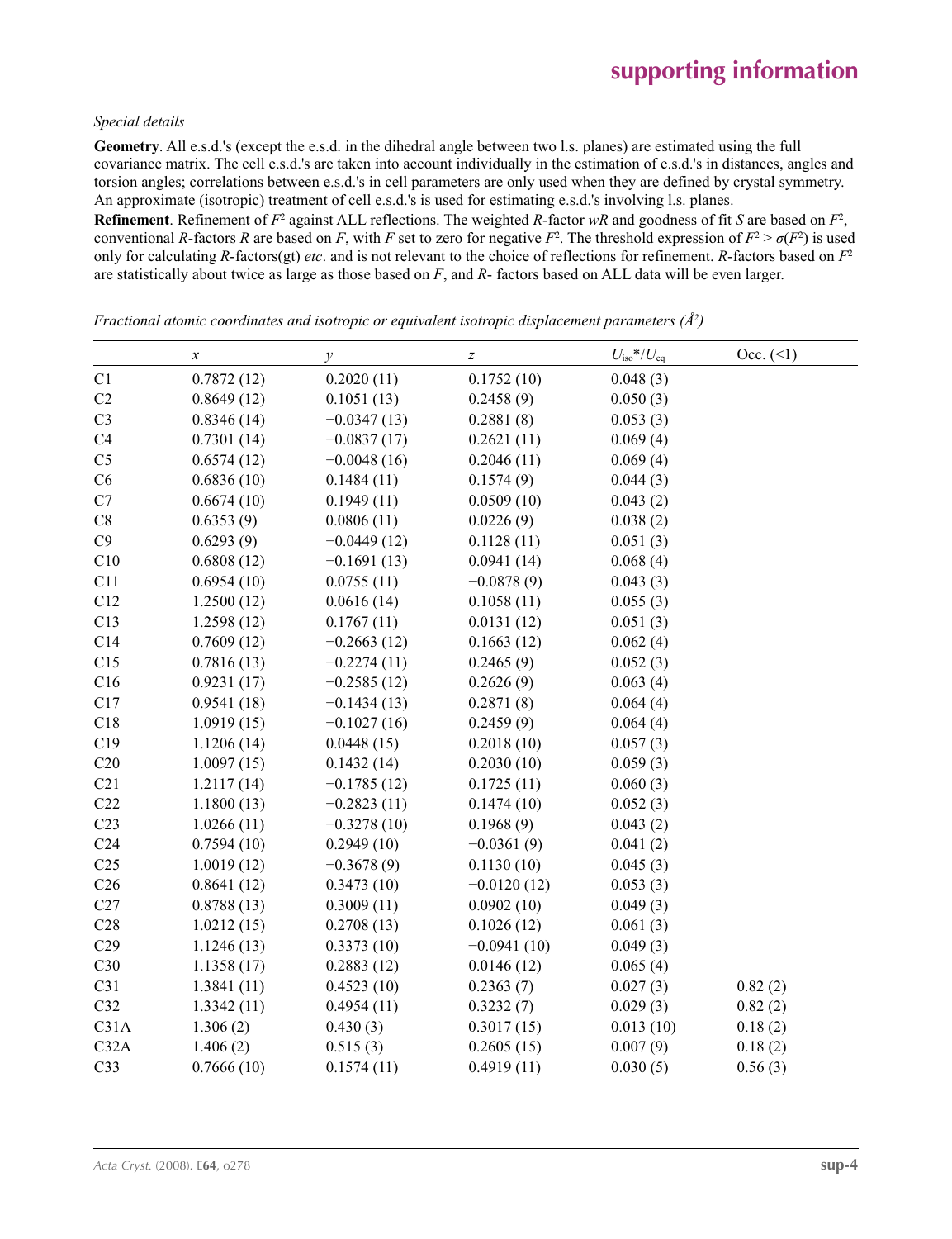*Special details*

**Geometry**. All e.s.d.'s (except the e.s.d. in the dihedral angle between two l.s. planes) are estimated using the full covariance matrix. The cell e.s.d.'s are taken into account individually in the estimation of e.s.d.'s in distances, angles and torsion angles; correlations between e.s.d.'s in cell parameters are only used when they are defined by crystal symmetry. An approximate (isotropic) treatment of cell e.s.d.'s is used for estimating e.s.d.'s involving l.s. planes.

**Refinement**. Refinement of $F^2$ against ALL reflections. The weighted *R*-factor *wR* and goodness of fit *S* are based on $F^2$, conventional *R*-factors *R* are based on *F*, with *F* set to zero for negative $F^2$. The threshold expression of $F^2 > \sigma(F^2)$ is used only for calculating *R*-factors(gt) *etc*. and is not relevant to the choice of reflections for refinement. *R*-factors based on $F^2$ are statistically about twice as large as those based on *F*, and *R*- factors based on ALL data will be even larger.

*Fractional atomic coordinates and isotropic or equivalent isotropic displacement parameters (Å$^2$)*

| | *x* | *y* | *z* | $U_{\rm iso}$*/$U_{\rm eq}$ | Occ. (<1) |
|---|---|---|---|---|---|
| C1 | 0.7872 (12) | 0.2020 (11) | 0.1752 (10) | 0.048 (3) | |
| C2 | 0.8649 (12) | 0.1051 (13) | 0.2458 (9) | 0.050 (3) | |
| C3 | 0.8346 (14) | −0.0347 (13) | 0.2881 (8) | 0.053 (3) | |
| C4 | 0.7301 (14) | −0.0837 (17) | 0.2621 (11) | 0.069 (4) | |
| C5 | 0.6574 (12) | −0.0048 (16) | 0.2046 (11) | 0.069 (4) | |
| C6 | 0.6836 (10) | 0.1484 (11) | 0.1574 (9) | 0.044 (3) | |
| C7 | 0.6674 (10) | 0.1949 (11) | 0.0509 (10) | 0.043 (2) | |
| C8 | 0.6353 (9) | 0.0806 (11) | 0.0226 (9) | 0.038 (2) | |
| C9 | 0.6293 (9) | −0.0449 (12) | 0.1128 (11) | 0.051 (3) | |
| C10 | 0.6808 (12) | −0.1691 (13) | 0.0941 (14) | 0.068 (4) | |
| C11 | 0.6954 (10) | 0.0755 (11) | −0.0878 (9) | 0.043 (3) | |
| C12 | 1.2500 (12) | 0.0616 (14) | 0.1058 (11) | 0.055 (3) | |
| C13 | 1.2598 (12) | 0.1767 (11) | 0.0131 (12) | 0.051 (3) | |
| C14 | 0.7609 (12) | −0.2663 (12) | 0.1663 (12) | 0.062 (4) | |
| C15 | 0.7816 (13) | −0.2274 (11) | 0.2465 (9) | 0.052 (3) | |
| C16 | 0.9231 (17) | −0.2585 (12) | 0.2626 (9) | 0.063 (4) | |
| C17 | 0.9541 (18) | −0.1434 (13) | 0.2871 (8) | 0.064 (4) | |
| C18 | 1.0919 (15) | −0.1027 (16) | 0.2459 (9) | 0.064 (4) | |
| C19 | 1.1206 (14) | 0.0448 (15) | 0.2018 (10) | 0.057 (3) | |
| C20 | 1.0097 (15) | 0.1432 (14) | 0.2030 (10) | 0.059 (3) | |
| C21 | 1.2117 (14) | −0.1785 (12) | 0.1725 (11) | 0.060 (3) | |
| C22 | 1.1800 (13) | −0.2823 (11) | 0.1474 (10) | 0.052 (3) | |
| C23 | 1.0266 (11) | −0.3278 (10) | 0.1968 (9) | 0.043 (2) | |
| C24 | 0.7594 (10) | 0.2949 (10) | −0.0361 (9) | 0.041 (2) | |
| C25 | 1.0019 (12) | −0.3678 (9) | 0.1130 (10) | 0.045 (3) | |
| C26 | 0.8641 (12) | 0.3473 (10) | −0.0120 (12) | 0.053 (3) | |
| C27 | 0.8788 (13) | 0.3009 (11) | 0.0902 (10) | 0.049 (3) | |
| C28 | 1.0212 (15) | 0.2708 (13) | 0.1026 (12) | 0.061 (3) | |
| C29 | 1.1246 (13) | 0.3373 (10) | −0.0941 (10) | 0.049 (3) | |
| C30 | 1.1358 (17) | 0.2883 (12) | 0.0146 (12) | 0.065 (4) | |
| C31 | 1.3841 (11) | 0.4523 (10) | 0.2363 (7) | 0.027 (3) | 0.82 (2) |
| C32 | 1.3342 (11) | 0.4954 (11) | 0.3232 (7) | 0.029 (3) | 0.82 (2) |
| C31A | 1.306 (2) | 0.430 (3) | 0.3017 (15) | 0.013 (10) | 0.18 (2) |
| C32A | 1.406 (2) | 0.515 (3) | 0.2605 (15) | 0.007 (9) | 0.18 (2) |
| C33 | 0.7666 (10) | 0.1574 (11) | 0.4919 (11) | 0.030 (5) | 0.56 (3) |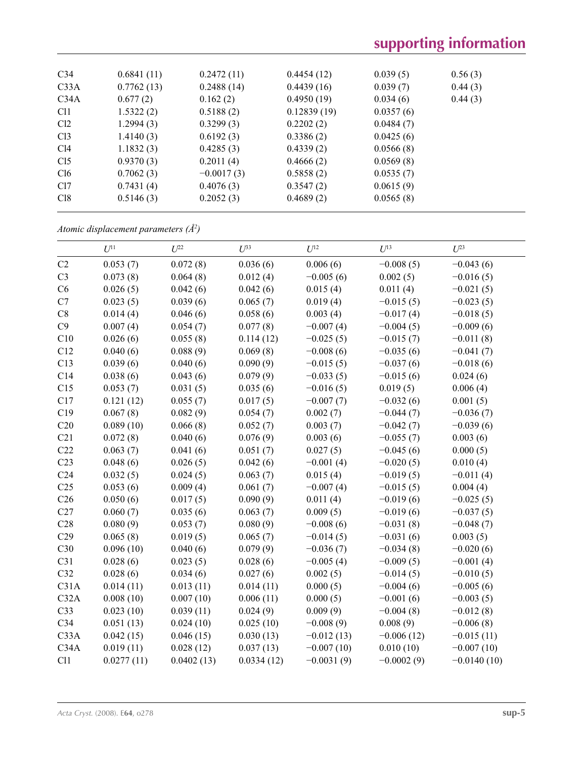| | | | | | |
|---|---|---|---|---|---|
| C34 | 0.6841 (11) | 0.2472 (11) | 0.4454 (12) | 0.039 (5) | 0.56 (3) |
| C33A | 0.7762 (13) | 0.2488 (14) | 0.4439 (16) | 0.039 (7) | 0.44 (3) |
| C34A | 0.677 (2) | 0.162 (2) | 0.4950 (19) | 0.034 (6) | 0.44 (3) |
| Cl1 | 1.5322 (2) | 0.5188 (2) | 0.12839 (19) | 0.0357 (6) | |
| Cl2 | 1.2994 (3) | 0.3299 (3) | 0.2202 (2) | 0.0484 (7) | |
| Cl3 | 1.4140 (3) | 0.6192 (3) | 0.3386 (2) | 0.0425 (6) | |
| Cl4 | 1.1832 (3) | 0.4285 (3) | 0.4339 (2) | 0.0566 (8) | |
| Cl5 | 0.9370 (3) | 0.2011 (4) | 0.4666 (2) | 0.0569 (8) | |
| Cl6 | 0.7062 (3) | −0.0017 (3) | 0.5858 (2) | 0.0535 (7) | |
| Cl7 | 0.7431 (4) | 0.4076 (3) | 0.3547 (2) | 0.0615 (9) | |
| Cl8 | 0.5146 (3) | 0.2052 (3) | 0.4689 (2) | 0.0565 (8) | |

*Atomic displacement parameters (Å²)*

| | $U^{11}$ | $U^{22}$ | $U^{33}$ | $U^{12}$ | $U^{13}$ | $U^{23}$ |
|---|---|---|---|---|---|---|
| C2 | 0.053 (7) | 0.072 (8) | 0.036 (6) | 0.006 (6) | −0.008 (5) | −0.043 (6) |
| C3 | 0.073 (8) | 0.064 (8) | 0.012 (4) | −0.005 (6) | 0.002 (5) | −0.016 (5) |
| C6 | 0.026 (5) | 0.042 (6) | 0.042 (6) | 0.015 (4) | 0.011 (4) | −0.021 (5) |
| C7 | 0.023 (5) | 0.039 (6) | 0.065 (7) | 0.019 (4) | −0.015 (5) | −0.023 (5) |
| C8 | 0.014 (4) | 0.046 (6) | 0.058 (6) | 0.003 (4) | −0.017 (4) | −0.018 (5) |
| C9 | 0.007 (4) | 0.054 (7) | 0.077 (8) | −0.007 (4) | −0.004 (5) | −0.009 (6) |
| C10 | 0.026 (6) | 0.055 (8) | 0.114 (12) | −0.025 (5) | −0.015 (7) | −0.011 (8) |
| C12 | 0.040 (6) | 0.088 (9) | 0.069 (8) | −0.008 (6) | −0.035 (6) | −0.041 (7) |
| C13 | 0.039 (6) | 0.040 (6) | 0.090 (9) | −0.015 (5) | −0.037 (6) | −0.018 (6) |
| C14 | 0.038 (6) | 0.043 (6) | 0.079 (9) | −0.033 (5) | −0.015 (6) | 0.024 (6) |
| C15 | 0.053 (7) | 0.031 (5) | 0.035 (6) | −0.016 (5) | 0.019 (5) | 0.006 (4) |
| C17 | 0.121 (12) | 0.055 (7) | 0.017 (5) | −0.007 (7) | −0.032 (6) | 0.001 (5) |
| C19 | 0.067 (8) | 0.082 (9) | 0.054 (7) | 0.002 (7) | −0.044 (7) | −0.036 (7) |
| C20 | 0.089 (10) | 0.066 (8) | 0.052 (7) | 0.003 (7) | −0.042 (7) | −0.039 (6) |
| C21 | 0.072 (8) | 0.040 (6) | 0.076 (9) | 0.003 (6) | −0.055 (7) | 0.003 (6) |
| C22 | 0.063 (7) | 0.041 (6) | 0.051 (7) | 0.027 (5) | −0.045 (6) | 0.000 (5) |
| C23 | 0.048 (6) | 0.026 (5) | 0.042 (6) | −0.001 (4) | −0.020 (5) | 0.010 (4) |
| C24 | 0.032 (5) | 0.024 (5) | 0.063 (7) | 0.015 (4) | −0.019 (5) | −0.011 (4) |
| C25 | 0.053 (6) | 0.009 (4) | 0.061 (7) | −0.007 (4) | −0.015 (5) | 0.004 (4) |
| C26 | 0.050 (6) | 0.017 (5) | 0.090 (9) | 0.011 (4) | −0.019 (6) | −0.025 (5) |
| C27 | 0.060 (7) | 0.035 (6) | 0.063 (7) | 0.009 (5) | −0.019 (6) | −0.037 (5) |
| C28 | 0.080 (9) | 0.053 (7) | 0.080 (9) | −0.008 (6) | −0.031 (8) | −0.048 (7) |
| C29 | 0.065 (8) | 0.019 (5) | 0.065 (7) | −0.014 (5) | −0.031 (6) | 0.003 (5) |
| C30 | 0.096 (10) | 0.040 (6) | 0.079 (9) | −0.036 (7) | −0.034 (8) | −0.020 (6) |
| C31 | 0.028 (6) | 0.023 (5) | 0.028 (6) | −0.005 (4) | −0.009 (5) | −0.001 (4) |
| C32 | 0.028 (6) | 0.034 (6) | 0.027 (6) | 0.002 (5) | −0.014 (5) | −0.010 (5) |
| C31A | 0.014 (11) | 0.013 (11) | 0.014 (11) | 0.000 (5) | −0.004 (6) | −0.005 (6) |
| C32A | 0.008 (10) | 0.007 (10) | 0.006 (11) | 0.000 (5) | −0.001 (6) | −0.003 (5) |
| C33 | 0.023 (10) | 0.039 (11) | 0.024 (9) | 0.009 (9) | −0.004 (8) | −0.012 (8) |
| C34 | 0.051 (13) | 0.024 (10) | 0.025 (10) | −0.008 (9) | 0.008 (9) | −0.006 (8) |
| C33A | 0.042 (15) | 0.046 (15) | 0.030 (13) | −0.012 (13) | −0.006 (12) | −0.015 (11) |
| C34A | 0.019 (11) | 0.028 (12) | 0.037 (13) | −0.007 (10) | 0.010 (10) | −0.007 (10) |
| Cl1 | 0.0277 (11) | 0.0402 (13) | 0.0334 (12) | −0.0031 (9) | −0.0002 (9) | −0.0140 (10) |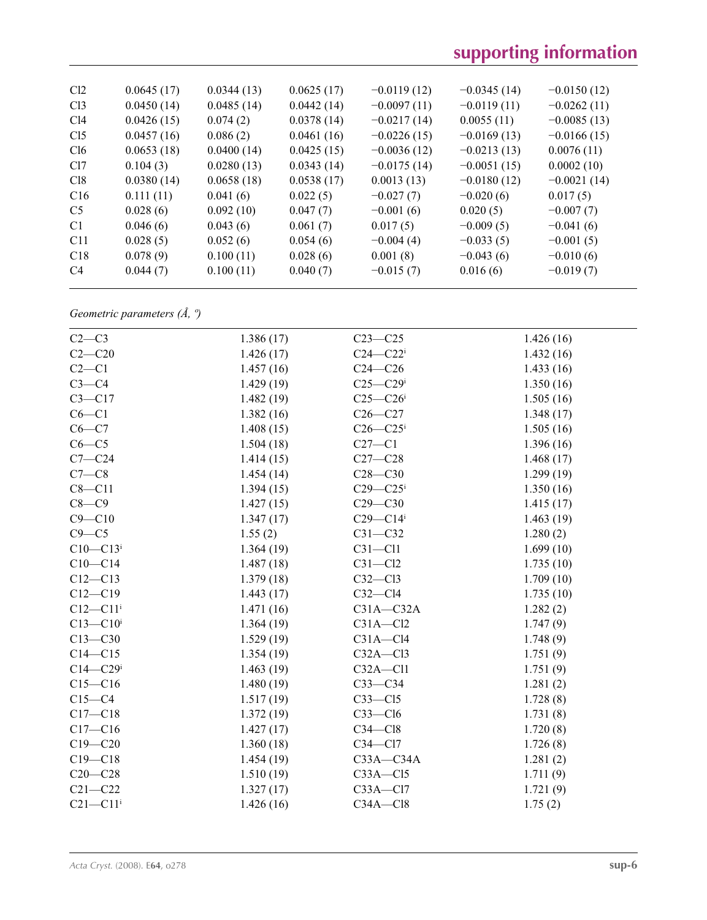| | | | | | | |
|---|---|---|---|---|---|---|
| Cl2 | 0.0645 (17) | 0.0344 (13) | 0.0625 (17) | −0.0119 (12) | −0.0345 (14) | −0.0150 (12) |
| Cl3 | 0.0450 (14) | 0.0485 (14) | 0.0442 (14) | −0.0097 (11) | −0.0119 (11) | −0.0262 (11) |
| Cl4 | 0.0426 (15) | 0.074 (2) | 0.0378 (14) | −0.0217 (14) | 0.0055 (11) | −0.0085 (13) |
| Cl5 | 0.0457 (16) | 0.086 (2) | 0.0461 (16) | −0.0226 (15) | −0.0169 (13) | −0.0166 (15) |
| Cl6 | 0.0653 (18) | 0.0400 (14) | 0.0425 (15) | −0.0036 (12) | −0.0213 (13) | 0.0076 (11) |
| Cl7 | 0.104 (3) | 0.0280 (13) | 0.0343 (14) | −0.0175 (14) | −0.0051 (15) | 0.0002 (10) |
| Cl8 | 0.0380 (14) | 0.0658 (18) | 0.0538 (17) | 0.0013 (13) | −0.0180 (12) | −0.0021 (14) |
| C16 | 0.111 (11) | 0.041 (6) | 0.022 (5) | −0.027 (7) | −0.020 (6) | 0.017 (5) |
| C5 | 0.028 (6) | 0.092 (10) | 0.047 (7) | −0.001 (6) | 0.020 (5) | −0.007 (7) |
| C1 | 0.046 (6) | 0.043 (6) | 0.061 (7) | 0.017 (5) | −0.009 (5) | −0.041 (6) |
| C11 | 0.028 (5) | 0.052 (6) | 0.054 (6) | −0.004 (4) | −0.033 (5) | −0.001 (5) |
| C18 | 0.078 (9) | 0.100 (11) | 0.028 (6) | 0.001 (8) | −0.043 (6) | −0.010 (6) |
| C4 | 0.044 (7) | 0.100 (11) | 0.040 (7) | −0.015 (7) | 0.016 (6) | −0.019 (7) |

*Geometric parameters (Å, º)*

| | | | |
|---|---|---|---|
| C2—C3 | 1.386 (17) | C23—C25 | 1.426 (16) |
| C2—C20 | 1.426 (17) | C24—C22$^{i}$ | 1.432 (16) |
| C2—C1 | 1.457 (16) | C24—C26 | 1.433 (16) |
| C3—C4 | 1.429 (19) | C25—C29$^{i}$ | 1.350 (16) |
| C3—C17 | 1.482 (19) | C25—C26$^{i}$ | 1.505 (16) |
| C6—C1 | 1.382 (16) | C26—C27 | 1.348 (17) |
| C6—C7 | 1.408 (15) | C26—C25$^{i}$ | 1.505 (16) |
| C6—C5 | 1.504 (18) | C27—C1 | 1.396 (16) |
| C7—C24 | 1.414 (15) | C27—C28 | 1.468 (17) |
| C7—C8 | 1.454 (14) | C28—C30 | 1.299 (19) |
| C8—C11 | 1.394 (15) | C29—C25$^{i}$ | 1.350 (16) |
| C8—C9 | 1.427 (15) | C29—C30 | 1.415 (17) |
| C9—C10 | 1.347 (17) | C29—C14$^{i}$ | 1.463 (19) |
| C9—C5 | 1.55 (2) | C31—C32 | 1.280 (2) |
| C10—C13$^{i}$ | 1.364 (19) | C31—Cl1 | 1.699 (10) |
| C10—C14 | 1.487 (18) | C31—Cl2 | 1.735 (10) |
| C12—C13 | 1.379 (18) | C32—Cl3 | 1.709 (10) |
| C12—C19 | 1.443 (17) | C32—Cl4 | 1.735 (10) |
| C12—C11$^{i}$ | 1.471 (16) | C31A—C32A | 1.282 (2) |
| C13—C10$^{i}$ | 1.364 (19) | C31A—Cl2 | 1.747 (9) |
| C13—C30 | 1.529 (19) | C31A—Cl4 | 1.748 (9) |
| C14—C15 | 1.354 (19) | C32A—Cl3 | 1.751 (9) |
| C14—C29$^{i}$ | 1.463 (19) | C32A—Cl1 | 1.751 (9) |
| C15—C16 | 1.480 (19) | C33—C34 | 1.281 (2) |
| C15—C4 | 1.517 (19) | C33—Cl5 | 1.728 (8) |
| C17—C18 | 1.372 (19) | C33—Cl6 | 1.731 (8) |
| C17—C16 | 1.427 (17) | C34—Cl8 | 1.720 (8) |
| C19—C20 | 1.360 (18) | C34—Cl7 | 1.726 (8) |
| C19—C18 | 1.454 (19) | C33A—C34A | 1.281 (2) |
| C20—C28 | 1.510 (19) | C33A—Cl5 | 1.711 (9) |
| C21—C22 | 1.327 (17) | C33A—Cl7 | 1.721 (9) |
| C21—C11$^{i}$ | 1.426 (16) | C34A—Cl8 | 1.75 (2) |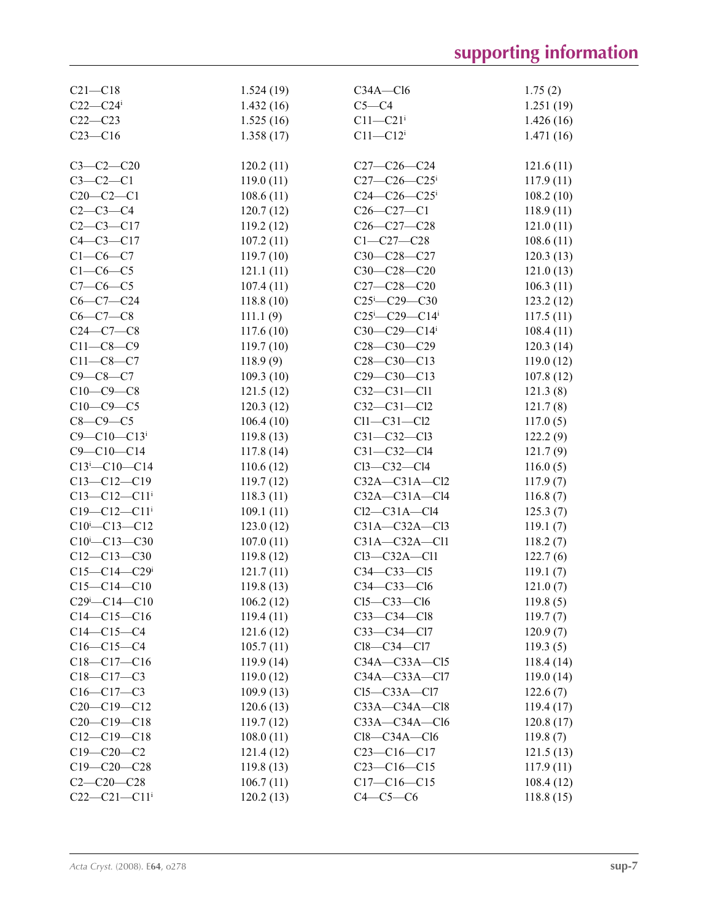| | | | |
|---|---|---|---|
| C21—C18 | 1.524 (19) | C34A—Cl6 | 1.75 (2) |
| C22—C24$^{i}$ | 1.432 (16) | C5—C4 | 1.251 (19) |
| C22—C23 | 1.525 (16) | C11—C21$^{i}$ | 1.426 (16) |
| C23—C16 | 1.358 (17) | C11—C12$^{i}$ | 1.471 (16) |
| | | | |
| C3—C2—C20 | 120.2 (11) | C27—C26—C24 | 121.6 (11) |
| C3—C2—C1 | 119.0 (11) | C27—C26—C25$^{i}$ | 117.9 (11) |
| C20—C2—C1 | 108.6 (11) | C24—C26—C25$^{i}$ | 108.2 (10) |
| C2—C3—C4 | 120.7 (12) | C26—C27—C1 | 118.9 (11) |
| C2—C3—C17 | 119.2 (12) | C26—C27—C28 | 121.0 (11) |
| C4—C3—C17 | 107.2 (11) | C1—C27—C28 | 108.6 (11) |
| C1—C6—C7 | 119.7 (10) | C30—C28—C27 | 120.3 (13) |
| C1—C6—C5 | 121.1 (11) | C30—C28—C20 | 121.0 (13) |
| C7—C6—C5 | 107.4 (11) | C27—C28—C20 | 106.3 (11) |
| C6—C7—C24 | 118.8 (10) | C25$^{i}$—C29—C30 | 123.2 (12) |
| C6—C7—C8 | 111.1 (9) | C25$^{i}$—C29—C14$^{i}$ | 117.5 (11) |
| C24—C7—C8 | 117.6 (10) | C30—C29—C14$^{i}$ | 108.4 (11) |
| C11—C8—C9 | 119.7 (10) | C28—C30—C29 | 120.3 (14) |
| C11—C8—C7 | 118.9 (9) | C28—C30—C13 | 119.0 (12) |
| C9—C8—C7 | 109.3 (10) | C29—C30—C13 | 107.8 (12) |
| C10—C9—C8 | 121.5 (12) | C32—C31—Cl1 | 121.3 (8) |
| C10—C9—C5 | 120.3 (12) | C32—C31—Cl2 | 121.7 (8) |
| C8—C9—C5 | 106.4 (10) | Cl1—C31—Cl2 | 117.0 (5) |
| C9—C10—C13$^{i}$ | 119.8 (13) | C31—C32—Cl3 | 122.2 (9) |
| C9—C10—C14 | 117.8 (14) | C31—C32—Cl4 | 121.7 (9) |
| C13$^{i}$—C10—C14 | 110.6 (12) | Cl3—C32—Cl4 | 116.0 (5) |
| C13—C12—C19 | 119.7 (12) | C32A—C31A—Cl2 | 117.9 (7) |
| C13—C12—C11$^{i}$ | 118.3 (11) | C32A—C31A—Cl4 | 116.8 (7) |
| C19—C12—C11$^{i}$ | 109.1 (11) | Cl2—C31A—Cl4 | 125.3 (7) |
| C10$^{i}$—C13—C12 | 123.0 (12) | C31A—C32A—Cl3 | 119.1 (7) |
| C10$^{i}$—C13—C30 | 107.0 (11) | C31A—C32A—Cl1 | 118.2 (7) |
| C12—C13—C30 | 119.8 (12) | Cl3—C32A—Cl1 | 122.7 (6) |
| C15—C14—C29$^{i}$ | 121.7 (11) | C34—C33—Cl5 | 119.1 (7) |
| C15—C14—C10 | 119.8 (13) | C34—C33—Cl6 | 121.0 (7) |
| C29$^{i}$—C14—C10 | 106.2 (12) | Cl5—C33—Cl6 | 119.8 (5) |
| C14—C15—C16 | 119.4 (11) | C33—C34—Cl8 | 119.7 (7) |
| C14—C15—C4 | 121.6 (12) | C33—C34—Cl7 | 120.9 (7) |
| C16—C15—C4 | 105.7 (11) | Cl8—C34—Cl7 | 119.3 (5) |
| C18—C17—C16 | 119.9 (14) | C34A—C33A—Cl5 | 118.4 (14) |
| C18—C17—C3 | 119.0 (12) | C34A—C33A—Cl7 | 119.0 (14) |
| C16—C17—C3 | 109.9 (13) | Cl5—C33A—Cl7 | 122.6 (7) |
| C20—C19—C12 | 120.6 (13) | C33A—C34A—Cl8 | 119.4 (17) |
| C20—C19—C18 | 119.7 (12) | C33A—C34A—Cl6 | 120.8 (17) |
| C12—C19—C18 | 108.0 (11) | Cl8—C34A—Cl6 | 119.8 (7) |
| C19—C20—C2 | 121.4 (12) | C23—C16—C17 | 121.5 (13) |
| C19—C20—C28 | 119.8 (13) | C23—C16—C15 | 117.9 (11) |
| C2—C20—C28 | 106.7 (11) | C17—C16—C15 | 108.4 (12) |
| C22—C21—C11$^{i}$ | 120.2 (13) | C4—C5—C6 | 118.8 (15) |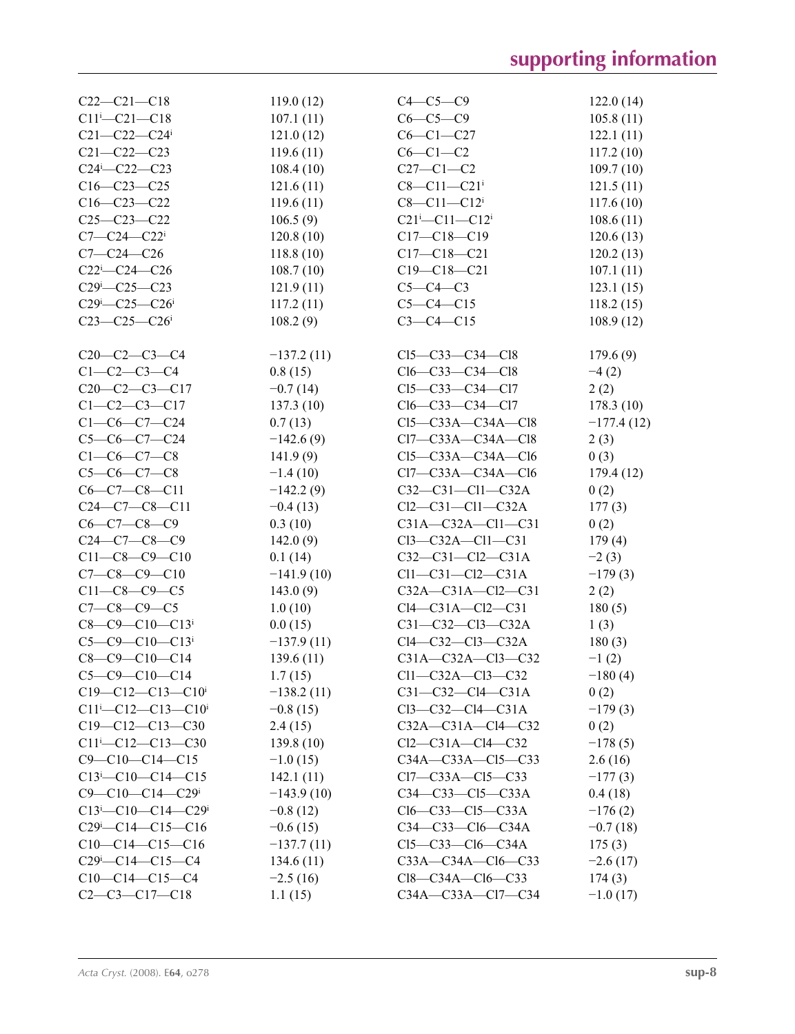| | | | |
|---|---|---|---|
| C22—C21—C18 | 119.0 (12) | C4—C5—C9 | 122.0 (14) |
| C11$^{i}$—C21—C18 | 107.1 (11) | C6—C5—C9 | 105.8 (11) |
| C21—C22—C24$^{i}$ | 121.0 (12) | C6—C1—C27 | 122.1 (11) |
| C21—C22—C23 | 119.6 (11) | C6—C1—C2 | 117.2 (10) |
| C24$^{i}$—C22—C23 | 108.4 (10) | C27—C1—C2 | 109.7 (10) |
| C16—C23—C25 | 121.6 (11) | C8—C11—C21$^{i}$ | 121.5 (11) |
| C16—C23—C22 | 119.6 (11) | C8—C11—C12$^{i}$ | 117.6 (10) |
| C25—C23—C22 | 106.5 (9) | C21$^{i}$—C11—C12$^{i}$ | 108.6 (11) |
| C7—C24—C22$^{i}$ | 120.8 (10) | C17—C18—C19 | 120.6 (13) |
| C7—C24—C26 | 118.8 (10) | C17—C18—C21 | 120.2 (13) |
| C22$^{i}$—C24—C26 | 108.7 (10) | C19—C18—C21 | 107.1 (11) |
| C29$^{i}$—C25—C23 | 121.9 (11) | C5—C4—C3 | 123.1 (15) |
| C29$^{i}$—C25—C26$^{i}$ | 117.2 (11) | C5—C4—C15 | 118.2 (15) |
| C23—C25—C26$^{i}$ | 108.2 (9) | C3—C4—C15 | 108.9 (12) |
| | | | |
| C20—C2—C3—C4 | −137.2 (11) | Cl5—C33—C34—Cl8 | 179.6 (9) |
| C1—C2—C3—C4 | 0.8 (15) | Cl6—C33—C34—Cl8 | −4 (2) |
| C20—C2—C3—C17 | −0.7 (14) | Cl5—C33—C34—Cl7 | 2 (2) |
| C1—C2—C3—C17 | 137.3 (10) | Cl6—C33—C34—Cl7 | 178.3 (10) |
| C1—C6—C7—C24 | 0.7 (13) | Cl5—C33A—C34A—Cl8 | −177.4 (12) |
| C5—C6—C7—C24 | −142.6 (9) | Cl7—C33A—C34A—Cl8 | 2 (3) |
| C1—C6—C7—C8 | 141.9 (9) | Cl5—C33A—C34A—Cl6 | 0 (3) |
| C5—C6—C7—C8 | −1.4 (10) | Cl7—C33A—C34A—Cl6 | 179.4 (12) |
| C6—C7—C8—C11 | −142.2 (9) | C32—C31—Cl1—C32A | 0 (2) |
| C24—C7—C8—C11 | −0.4 (13) | Cl2—C31—Cl1—C32A | 177 (3) |
| C6—C7—C8—C9 | 0.3 (10) | C31A—C32A—Cl1—C31 | 0 (2) |
| C24—C7—C8—C9 | 142.0 (9) | Cl3—C32A—Cl1—C31 | 179 (4) |
| C11—C8—C9—C10 | 0.1 (14) | C32—C31—Cl2—C31A | −2 (3) |
| C7—C8—C9—C10 | −141.9 (10) | Cl1—C31—Cl2—C31A | −179 (3) |
| C11—C8—C9—C5 | 143.0 (9) | C32A—C31A—Cl2—C31 | 2 (2) |
| C7—C8—C9—C5 | 1.0 (10) | Cl4—C31A—Cl2—C31 | 180 (5) |
| C8—C9—C10—C13$^{i}$ | 0.0 (15) | C31—C32—Cl3—C32A | 1 (3) |
| C5—C9—C10—C13$^{i}$ | −137.9 (11) | Cl4—C32—Cl3—C32A | 180 (3) |
| C8—C9—C10—C14 | 139.6 (11) | C31A—C32A—Cl3—C32 | −1 (2) |
| C5—C9—C10—C14 | 1.7 (15) | Cl1—C32A—Cl3—C32 | −180 (4) |
| C19—C12—C13—C10$^{i}$ | −138.2 (11) | C31—C32—Cl4—C31A | 0 (2) |
| C11$^{i}$—C12—C13—C10$^{i}$ | −0.8 (15) | Cl3—C32—Cl4—C31A | −179 (3) |
| C19—C12—C13—C30 | 2.4 (15) | C32A—C31A—Cl4—C32 | 0 (2) |
| C11$^{i}$—C12—C13—C30 | 139.8 (10) | Cl2—C31A—Cl4—C32 | −178 (5) |
| C9—C10—C14—C15 | −1.0 (15) | C34A—C33A—Cl5—C33 | 2.6 (16) |
| C13$^{i}$—C10—C14—C15 | 142.1 (11) | Cl7—C33A—Cl5—C33 | −177 (3) |
| C9—C10—C14—C29$^{i}$ | −143.9 (10) | C34—C33—Cl5—C33A | 0.4 (18) |
| C13$^{i}$—C10—C14—C29$^{i}$ | −0.8 (12) | Cl6—C33—Cl5—C33A | −176 (2) |
| C29$^{i}$—C14—C15—C16 | −0.6 (15) | C34—C33—Cl6—C34A | −0.7 (18) |
| C10—C14—C15—C16 | −137.7 (11) | Cl5—C33—Cl6—C34A | 175 (3) |
| C29$^{i}$—C14—C15—C4 | 134.6 (11) | C33A—C34A—Cl6—C33 | −2.6 (17) |
| C10—C14—C15—C4 | −2.5 (16) | Cl8—C34A—Cl6—C33 | 174 (3) |
| C2—C3—C17—C18 | 1.1 (15) | C34A—C33A—Cl7—C34 | −1.0 (17) |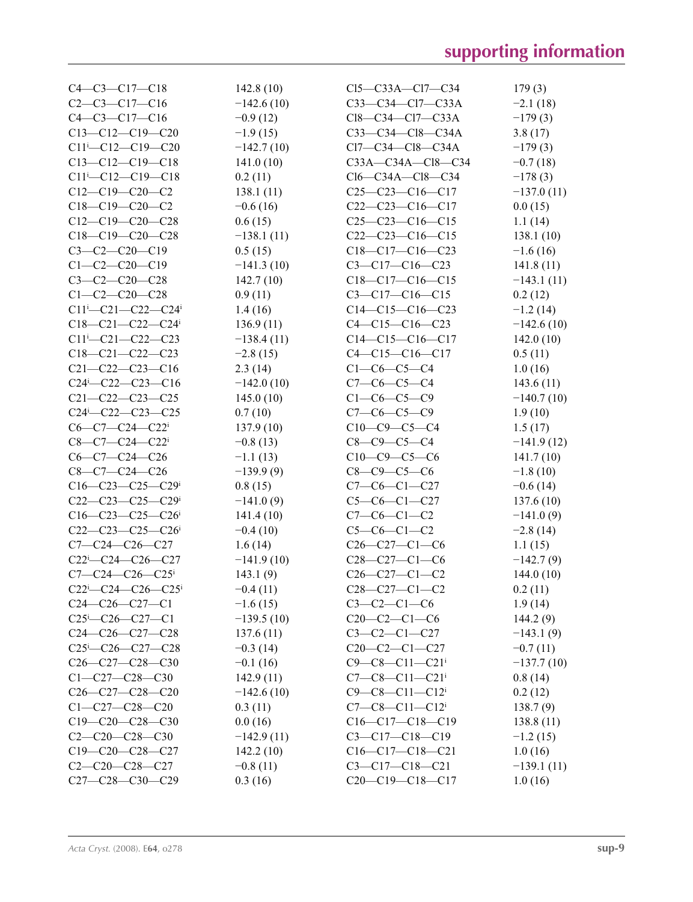| | | | |
|---|---|---|---|
| C4—C3—C17—C18 | 142.8 (10) | Cl5—C33A—Cl7—C34 | 179 (3) |
| C2—C3—C17—C16 | −142.6 (10) | C33—C34—Cl7—C33A | −2.1 (18) |
| C4—C3—C17—C16 | −0.9 (12) | Cl8—C34—Cl7—C33A | −179 (3) |
| C13—C12—C19—C20 | −1.9 (15) | C33—C34—Cl8—C34A | 3.8 (17) |
| C11$^{i}$—C12—C19—C20 | −142.7 (10) | Cl7—C34—Cl8—C34A | −179 (3) |
| C13—C12—C19—C18 | 141.0 (10) | C33A—C34A—Cl8—C34 | −0.7 (18) |
| C11$^{i}$—C12—C19—C18 | 0.2 (11) | Cl6—C34A—Cl8—C34 | −178 (3) |
| C12—C19—C20—C2 | 138.1 (11) | C25—C23—C16—C17 | −137.0 (11) |
| C18—C19—C20—C2 | −0.6 (16) | C22—C23—C16—C17 | 0.0 (15) |
| C12—C19—C20—C28 | 0.6 (15) | C25—C23—C16—C15 | 1.1 (14) |
| C18—C19—C20—C28 | −138.1 (11) | C22—C23—C16—C15 | 138.1 (10) |
| C3—C2—C20—C19 | 0.5 (15) | C18—C17—C16—C23 | −1.6 (16) |
| C1—C2—C20—C19 | −141.3 (10) | C3—C17—C16—C23 | 141.8 (11) |
| C3—C2—C20—C28 | 142.7 (10) | C18—C17—C16—C15 | −143.1 (11) |
| C1—C2—C20—C28 | 0.9 (11) | C3—C17—C16—C15 | 0.2 (12) |
| C11$^{i}$—C21—C22—C24$^{i}$ | 1.4 (16) | C14—C15—C16—C23 | −1.2 (14) |
| C18—C21—C22—C24$^{i}$ | 136.9 (11) | C4—C15—C16—C23 | −142.6 (10) |
| C11$^{i}$—C21—C22—C23 | −138.4 (11) | C14—C15—C16—C17 | 142.0 (10) |
| C18—C21—C22—C23 | −2.8 (15) | C4—C15—C16—C17 | 0.5 (11) |
| C21—C22—C23—C16 | 2.3 (14) | C1—C6—C5—C4 | 1.0 (16) |
| C24$^{i}$—C22—C23—C16 | −142.0 (10) | C7—C6—C5—C4 | 143.6 (11) |
| C21—C22—C23—C25 | 145.0 (10) | C1—C6—C5—C9 | −140.7 (10) |
| C24$^{i}$—C22—C23—C25 | 0.7 (10) | C7—C6—C5—C9 | 1.9 (10) |
| C6—C7—C24—C22$^{i}$ | 137.9 (10) | C10—C9—C5—C4 | 1.5 (17) |
| C8—C7—C24—C22$^{i}$ | −0.8 (13) | C8—C9—C5—C4 | −141.9 (12) |
| C6—C7—C24—C26 | −1.1 (13) | C10—C9—C5—C6 | 141.7 (10) |
| C8—C7—C24—C26 | −139.9 (9) | C8—C9—C5—C6 | −1.8 (10) |
| C16—C23—C25—C29$^{i}$ | 0.8 (15) | C7—C6—C1—C27 | −0.6 (14) |
| C22—C23—C25—C29$^{i}$ | −141.0 (9) | C5—C6—C1—C27 | 137.6 (10) |
| C16—C23—C25—C26$^{i}$ | 141.4 (10) | C7—C6—C1—C2 | −141.0 (9) |
| C22—C23—C25—C26$^{i}$ | −0.4 (10) | C5—C6—C1—C2 | −2.8 (14) |
| C7—C24—C26—C27 | 1.6 (14) | C26—C27—C1—C6 | 1.1 (15) |
| C22$^{i}$—C24—C26—C27 | −141.9 (10) | C28—C27—C1—C6 | −142.7 (9) |
| C7—C24—C26—C25$^{i}$ | 143.1 (9) | C26—C27—C1—C2 | 144.0 (10) |
| C22$^{i}$—C24—C26—C25$^{i}$ | −0.4 (11) | C28—C27—C1—C2 | 0.2 (11) |
| C24—C26—C27—C1 | −1.6 (15) | C3—C2—C1—C6 | 1.9 (14) |
| C25$^{i}$—C26—C27—C1 | −139.5 (10) | C20—C2—C1—C6 | 144.2 (9) |
| C24—C26—C27—C28 | 137.6 (11) | C3—C2—C1—C27 | −143.1 (9) |
| C25$^{i}$—C26—C27—C28 | −0.3 (14) | C20—C2—C1—C27 | −0.7 (11) |
| C26—C27—C28—C30 | −0.1 (16) | C9—C8—C11—C21$^{i}$ | −137.7 (10) |
| C1—C27—C28—C30 | 142.9 (11) | C7—C8—C11—C21$^{i}$ | 0.8 (14) |
| C26—C27—C28—C20 | −142.6 (10) | C9—C8—C11—C12$^{i}$ | 0.2 (12) |
| C1—C27—C28—C20 | 0.3 (11) | C7—C8—C11—C12$^{i}$ | 138.7 (9) |
| C19—C20—C28—C30 | 0.0 (16) | C16—C17—C18—C19 | 138.8 (11) |
| C2—C20—C28—C30 | −142.9 (11) | C3—C17—C18—C19 | −1.2 (15) |
| C19—C20—C28—C27 | 142.2 (10) | C16—C17—C18—C21 | 1.0 (16) |
| C2—C20—C28—C27 | −0.8 (11) | C3—C17—C18—C21 | −139.1 (11) |
| C27—C28—C30—C29 | 0.3 (16) | C20—C19—C18—C17 | 1.0 (16) |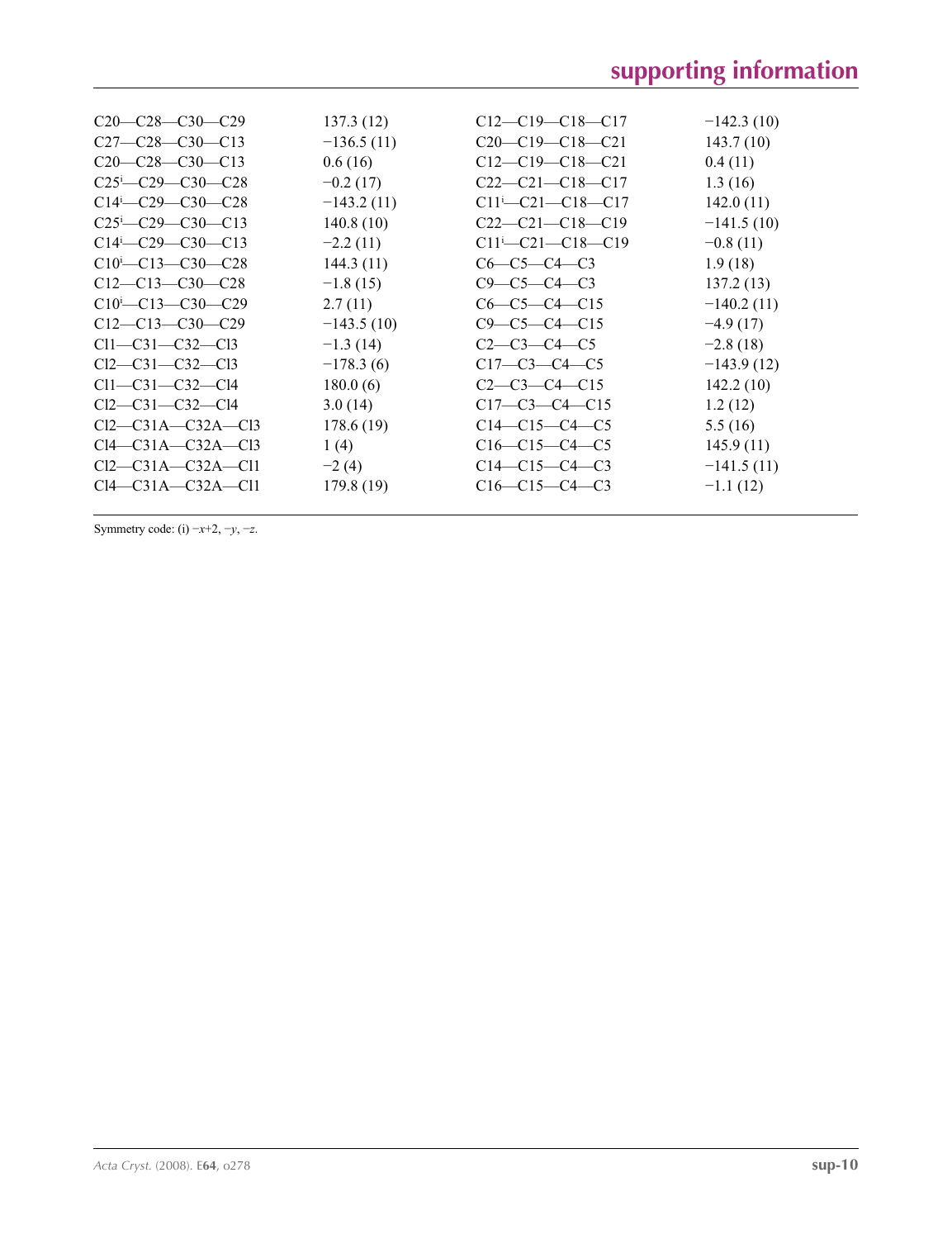| | | | |
|---|---|---|---|
| C20—C28—C30—C29 | 137.3 (12) | C12—C19—C18—C17 | −142.3 (10) |
| C27—C28—C30—C13 | −136.5 (11) | C20—C19—C18—C21 | 143.7 (10) |
| C20—C28—C30—C13 | 0.6 (16) | C12—C19—C18—C21 | 0.4 (11) |
| C25$^{i}$—C29—C30—C28 | −0.2 (17) | C22—C21—C18—C17 | 1.3 (16) |
| C14$^{i}$—C29—C30—C28 | −143.2 (11) | C11$^{i}$—C21—C18—C17 | 142.0 (11) |
| C25$^{i}$—C29—C30—C13 | 140.8 (10) | C22—C21—C18—C19 | −141.5 (10) |
| C14$^{i}$—C29—C30—C13 | −2.2 (11) | C11$^{i}$—C21—C18—C19 | −0.8 (11) |
| C10$^{i}$—C13—C30—C28 | 144.3 (11) | C6—C5—C4—C3 | 1.9 (18) |
| C12—C13—C30—C28 | −1.8 (15) | C9—C5—C4—C3 | 137.2 (13) |
| C10$^{i}$—C13—C30—C29 | 2.7 (11) | C6—C5—C4—C15 | −140.2 (11) |
| C12—C13—C30—C29 | −143.5 (10) | C9—C5—C4—C15 | −4.9 (17) |
| Cl1—C31—C32—Cl3 | −1.3 (14) | C2—C3—C4—C5 | −2.8 (18) |
| Cl2—C31—C32—Cl3 | −178.3 (6) | C17—C3—C4—C5 | −143.9 (12) |
| Cl1—C31—C32—Cl4 | 180.0 (6) | C2—C3—C4—C15 | 142.2 (10) |
| Cl2—C31—C32—Cl4 | 3.0 (14) | C17—C3—C4—C15 | 1.2 (12) |
| Cl2—C31A—C32A—Cl3 | 178.6 (19) | C14—C15—C4—C5 | 5.5 (16) |
| Cl4—C31A—C32A—Cl3 | 1 (4) | C16—C15—C4—C5 | 145.9 (11) |
| Cl2—C31A—C32A—Cl1 | −2 (4) | C14—C15—C4—C3 | −141.5 (11) |
| Cl4—C31A—C32A—Cl1 | 179.8 (19) | C16—C15—C4—C3 | −1.1 (12) |

Symmetry code: (i) $-x+2, -y, -z$.